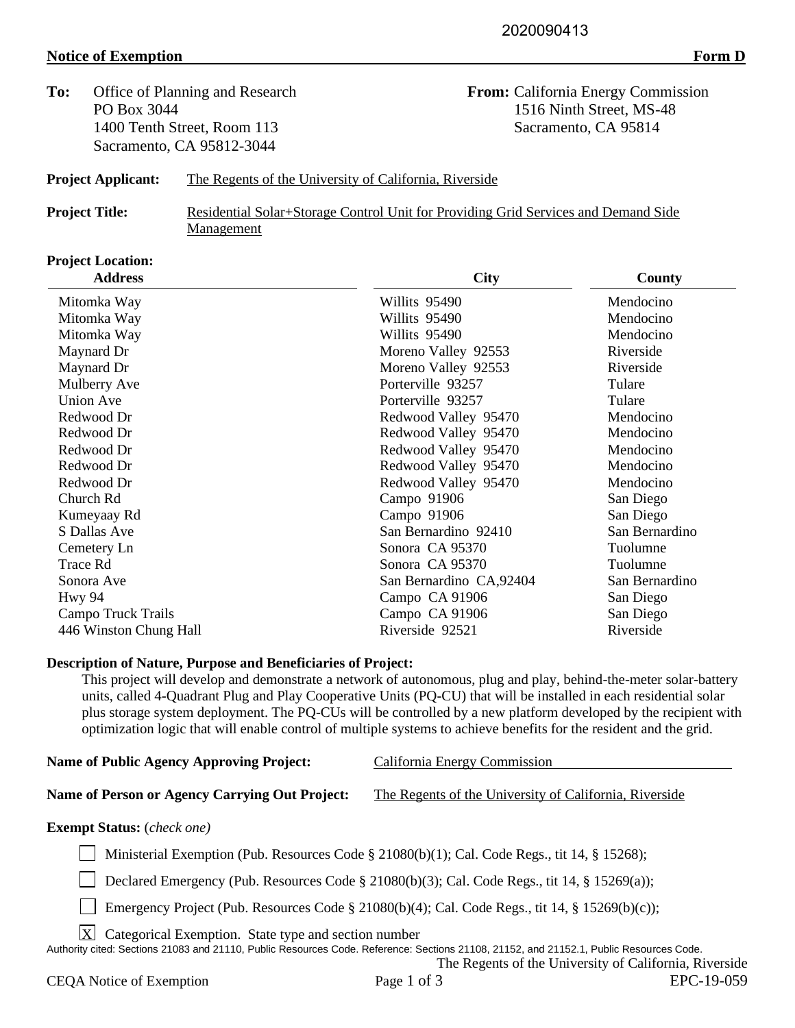2020090413

**Notice of Exemption** **Form D**

**To:** Office of Planning and Research
PO Box 3044
1400 Tenth Street, Room 113
Sacramento, CA 95812-3044

**From:** California Energy Commission
1516 Ninth Street, MS-48
Sacramento, CA 95814

**Project Applicant:** The Regents of the University of California, Riverside

**Project Title:** Residential Solar+Storage Control Unit for Providing Grid Services and Demand Side Management

**Project Location:**

| Address | City | County |
|---|---|---|
| Mitomka Way | Willits 95490 | Mendocino |
| Mitomka Way | Willits 95490 | Mendocino |
| Mitomka Way | Willits 95490 | Mendocino |
| Maynard Dr | Moreno Valley 92553 | Riverside |
| Maynard Dr | Moreno Valley 92553 | Riverside |
| Mulberry Ave | Porterville 93257 | Tulare |
| Union Ave | Porterville 93257 | Tulare |
| Redwood Dr | Redwood Valley 95470 | Mendocino |
| Redwood Dr | Redwood Valley 95470 | Mendocino |
| Redwood Dr | Redwood Valley 95470 | Mendocino |
| Redwood Dr | Redwood Valley 95470 | Mendocino |
| Redwood Dr | Redwood Valley 95470 | Mendocino |
| Church Rd | Campo 91906 | San Diego |
| Kumeyaay Rd | Campo 91906 | San Diego |
| S Dallas Ave | San Bernardino 92410 | San Bernardino |
| Cemetery Ln | Sonora CA 95370 | Tuolumne |
| Trace Rd | Sonora CA 95370 | Tuolumne |
| Sonora Ave | San Bernardino CA,92404 | San Bernardino |
| Hwy 94 | Campo CA 91906 | San Diego |
| Campo Truck Trails | Campo CA 91906 | San Diego |
| 446 Winston Chung Hall | Riverside 92521 | Riverside |

**Description of Nature, Purpose and Beneficiaries of Project:**

This project will develop and demonstrate a network of autonomous, plug and play, behind-the-meter solar-battery units, called 4-Quadrant Plug and Play Cooperative Units (PQ-CU) that will be installed in each residential solar plus storage system deployment. The PQ-CUs will be controlled by a new platform developed by the recipient with optimization logic that will enable control of multiple systems to achieve benefits for the resident and the grid.

**Name of Public Agency Approving Project:** California Energy Commission

**Name of Person or Agency Carrying Out Project:** The Regents of the University of California, Riverside

**Exempt Status:** (*check one*)

- [ ] Ministerial Exemption (Pub. Resources Code § 21080(b)(1); Cal. Code Regs., tit 14, § 15268);
- [ ] Declared Emergency (Pub. Resources Code § 21080(b)(3); Cal. Code Regs., tit 14, § 15269(a));
- [ ] Emergency Project (Pub. Resources Code § 21080(b)(4); Cal. Code Regs., tit 14, § 15269(b)(c));
- [X] Categorical Exemption. State type and section number

Authority cited: Sections 21083 and 21110, Public Resources Code. Reference: Sections 21108, 21152, and 21152.1, Public Resources Code.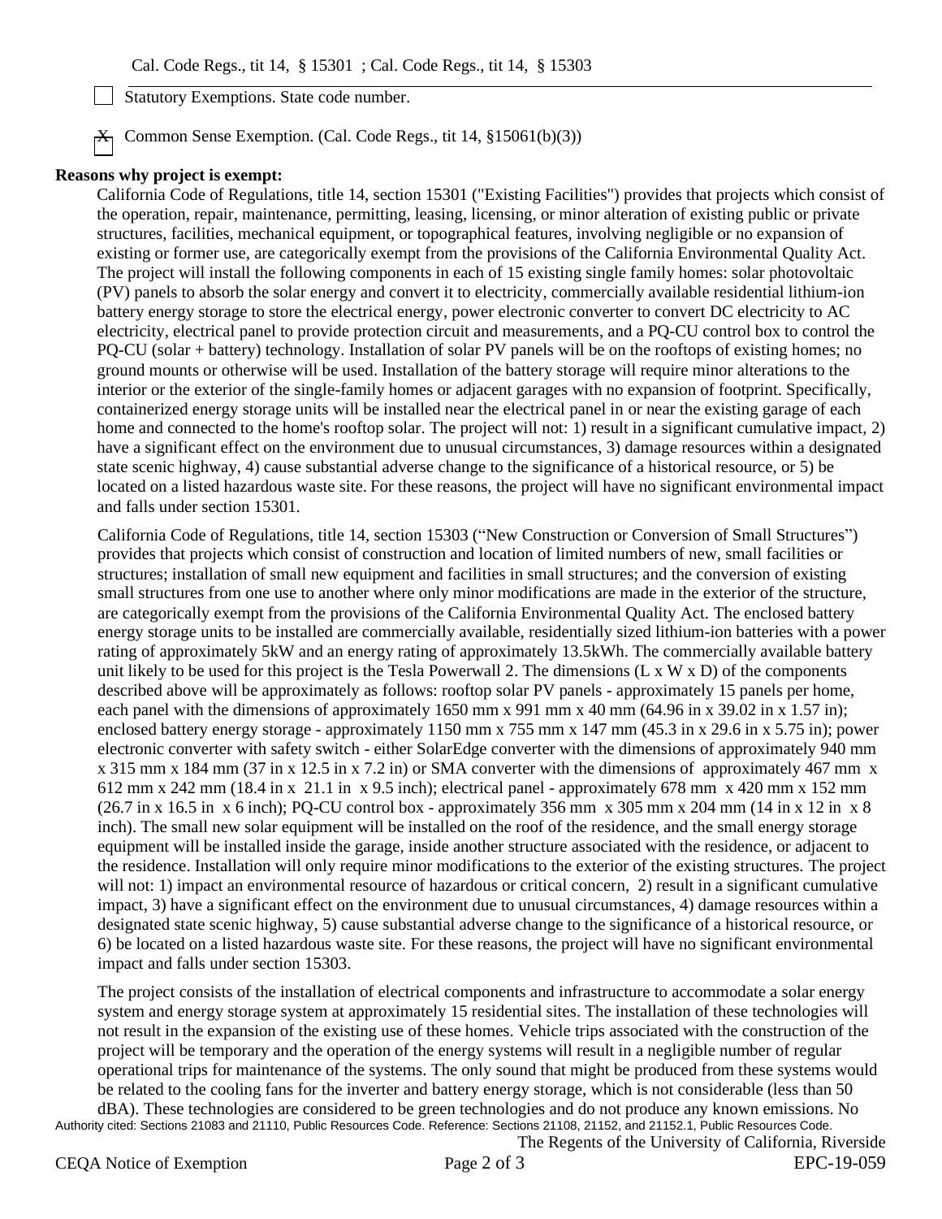Cal. Code Regs., tit 14, § 15301 ; Cal. Code Regs., tit 14, § 15303

☐ Statutory Exemptions. State code number.

☒ Common Sense Exemption. (Cal. Code Regs., tit 14, §15061(b)(3))

**Reasons why project is exempt:**

California Code of Regulations, title 14, section 15301 ("Existing Facilities") provides that projects which consist of the operation, repair, maintenance, permitting, leasing, licensing, or minor alteration of existing public or private structures, facilities, mechanical equipment, or topographical features, involving negligible or no expansion of existing or former use, are categorically exempt from the provisions of the California Environmental Quality Act. The project will install the following components in each of 15 existing single family homes: solar photovoltaic (PV) panels to absorb the solar energy and convert it to electricity, commercially available residential lithium-ion battery energy storage to store the electrical energy, power electronic converter to convert DC electricity to AC electricity, electrical panel to provide protection circuit and measurements, and a PQ-CU control box to control the PQ-CU (solar + battery) technology. Installation of solar PV panels will be on the rooftops of existing homes; no ground mounts or otherwise will be used. Installation of the battery storage will require minor alterations to the interior or the exterior of the single-family homes or adjacent garages with no expansion of footprint. Specifically, containerized energy storage units will be installed near the electrical panel in or near the existing garage of each home and connected to the home's rooftop solar. The project will not: 1) result in a significant cumulative impact, 2) have a significant effect on the environment due to unusual circumstances, 3) damage resources within a designated state scenic highway, 4) cause substantial adverse change to the significance of a historical resource, or 5) be located on a listed hazardous waste site. For these reasons, the project will have no significant environmental impact and falls under section 15301.

California Code of Regulations, title 14, section 15303 ("New Construction or Conversion of Small Structures") provides that projects which consist of construction and location of limited numbers of new, small facilities or structures; installation of small new equipment and facilities in small structures; and the conversion of existing small structures from one use to another where only minor modifications are made in the exterior of the structure, are categorically exempt from the provisions of the California Environmental Quality Act. The enclosed battery energy storage units to be installed are commercially available, residentially sized lithium-ion batteries with a power rating of approximately 5kW and an energy rating of approximately 13.5kWh. The commercially available battery unit likely to be used for this project is the Tesla Powerwall 2. The dimensions (L x W x D) of the components described above will be approximately as follows: rooftop solar PV panels - approximately 15 panels per home, each panel with the dimensions of approximately 1650 mm x 991 mm x 40 mm (64.96 in x 39.02 in x 1.57 in); enclosed battery energy storage - approximately 1150 mm x 755 mm x 147 mm (45.3 in x 29.6 in x 5.75 in); power electronic converter with safety switch - either SolarEdge converter with the dimensions of approximately 940 mm x 315 mm x 184 mm (37 in x 12.5 in x 7.2 in) or SMA converter with the dimensions of approximately 467 mm x 612 mm x 242 mm (18.4 in x 21.1 in x 9.5 inch); electrical panel - approximately 678 mm x 420 mm x 152 mm (26.7 in x 16.5 in x 6 inch); PQ-CU control box - approximately 356 mm x 305 mm x 204 mm (14 in x 12 in x 8 inch). The small new solar equipment will be installed on the roof of the residence, and the small energy storage equipment will be installed inside the garage, inside another structure associated with the residence, or adjacent to the residence. Installation will only require minor modifications to the exterior of the existing structures. The project will not: 1) impact an environmental resource of hazardous or critical concern, 2) result in a significant cumulative impact, 3) have a significant effect on the environment due to unusual circumstances, 4) damage resources within a designated state scenic highway, 5) cause substantial adverse change to the significance of a historical resource, or 6) be located on a listed hazardous waste site. For these reasons, the project will have no significant environmental impact and falls under section 15303.

The project consists of the installation of electrical components and infrastructure to accommodate a solar energy system and energy storage system at approximately 15 residential sites. The installation of these technologies will not result in the expansion of the existing use of these homes. Vehicle trips associated with the construction of the project will be temporary and the operation of the energy systems will result in a negligible number of regular operational trips for maintenance of the systems. The only sound that might be produced from these systems would be related to the cooling fans for the inverter and battery energy storage, which is not considerable (less than 50 dBA). These technologies are considered to be green technologies and do not produce any known emissions. No

Authority cited: Sections 21083 and 21110, Public Resources Code. Reference: Sections 21108, 21152, and 21152.1, Public Resources Code.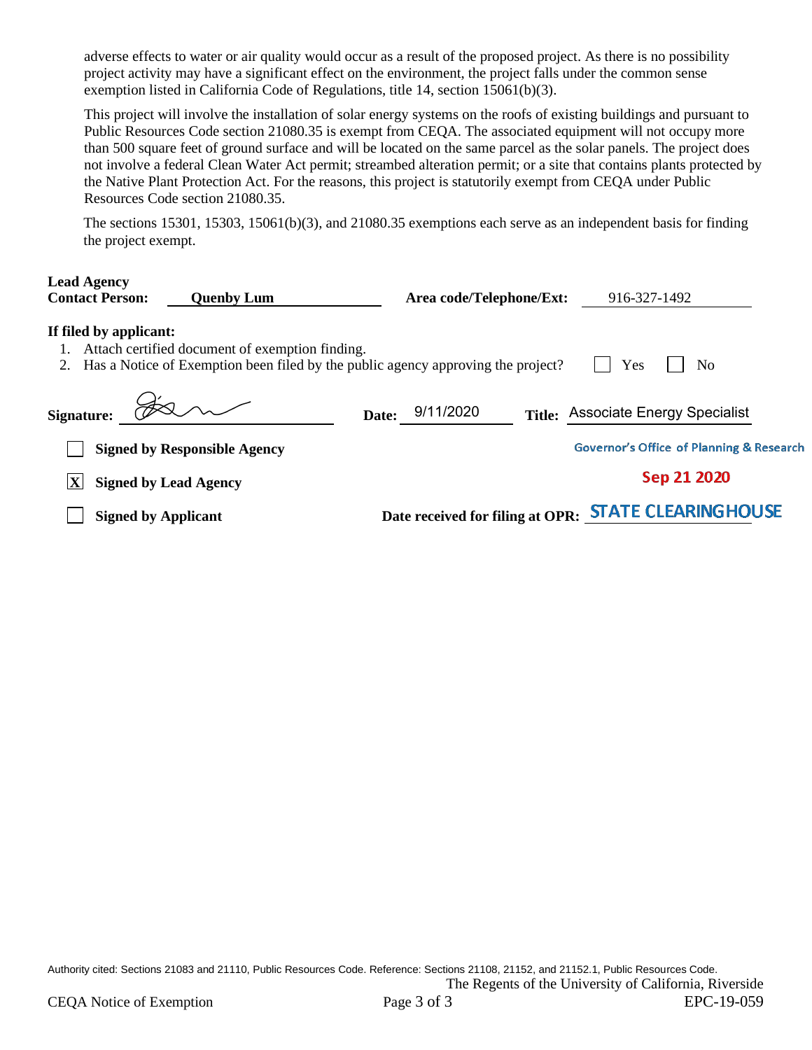adverse effects to water or air quality would occur as a result of the proposed project. As there is no possibility project activity may have a significant effect on the environment, the project falls under the common sense exemption listed in California Code of Regulations, title 14, section 15061(b)(3).

This project will involve the installation of solar energy systems on the roofs of existing buildings and pursuant to Public Resources Code section 21080.35 is exempt from CEQA. The associated equipment will not occupy more than 500 square feet of ground surface and will be located on the same parcel as the solar panels. The project does not involve a federal Clean Water Act permit; streambed alteration permit; or a site that contains plants protected by the Native Plant Protection Act. For the reasons, this project is statutorily exempt from CEQA under Public Resources Code section 21080.35.

The sections 15301, 15303, 15061(b)(3), and 21080.35 exemptions each serve as an independent basis for finding the project exempt.

**Lead Agency Contact Person:** **Quenby Lum** **Area code/Telephone/Ext:** 916-327-1492

**If filed by applicant:**

1. Attach certified document of exemption finding.
2. Has a Notice of Exemption been filed by the public agency approving the project? ☐ Yes ☐ No

**Signature:** [signature] **Date:** 9/11/2020 **Title:** Associate Energy Specialist

☐ **Signed by Responsible Agency**

☒ **Signed by Lead Agency**

☐ **Signed by Applicant**

**Date received for filing at OPR:** Governor's Office of Planning & Research Sep 21 2020 STATE CLEARINGHOUSE

Authority cited: Sections 21083 and 21110, Public Resources Code. Reference: Sections 21108, 21152, and 21152.1, Public Resources Code.

The Regents of the University of California, Riverside

CEQA Notice of Exemption EPC-19-059